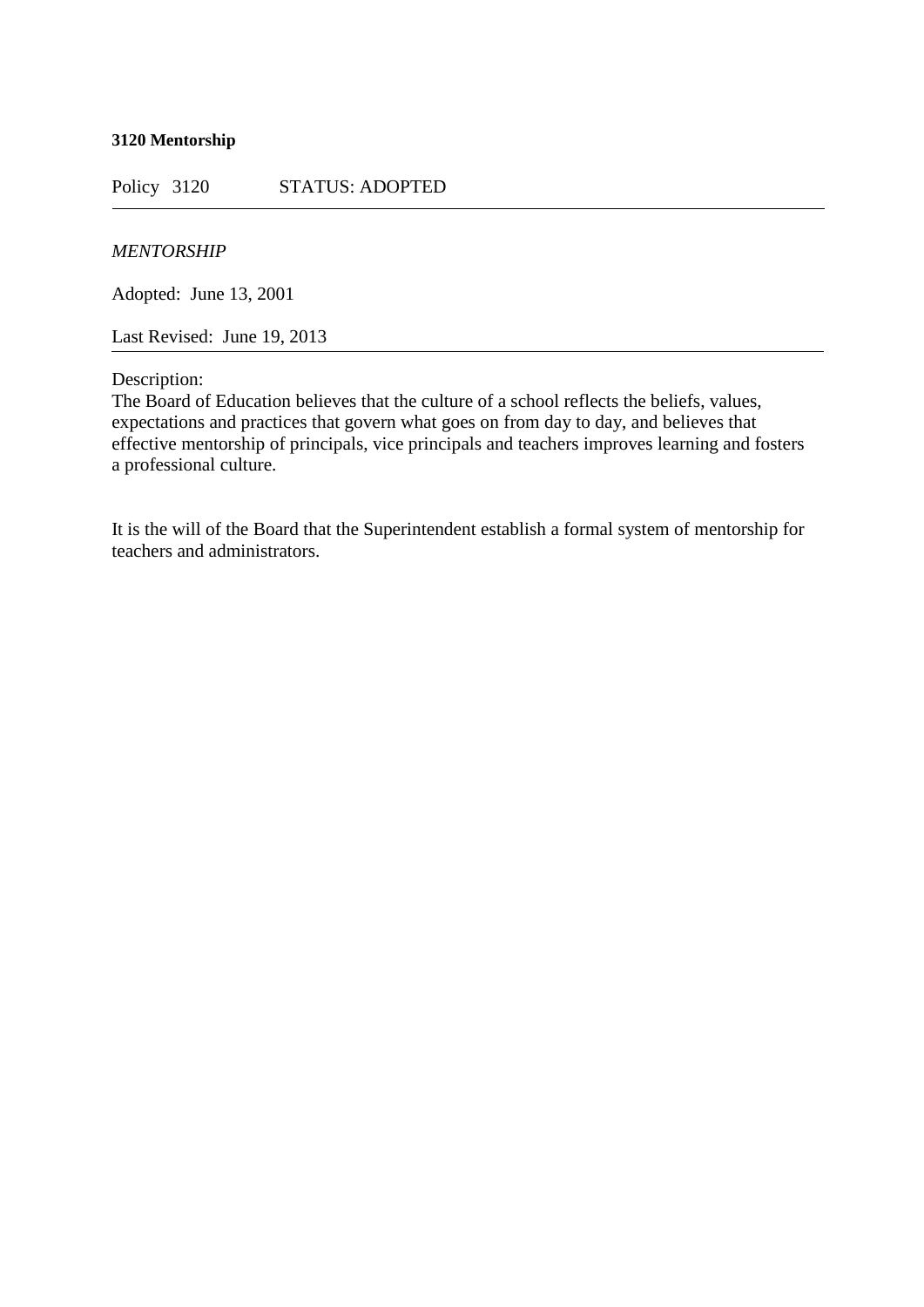**3120 Mentorship**

Policy 3120 STATUS: ADOPTED

---

*MENTORSHIP*

Adopted: June 13, 2001

Last Revised: June 19, 2013

---

Description:
The Board of Education believes that the culture of a school reflects the beliefs, values, expectations and practices that govern what goes on from day to day, and believes that effective mentorship of principals, vice principals and teachers improves learning and fosters a professional culture.

It is the will of the Board that the Superintendent establish a formal system of mentorship for teachers and administrators.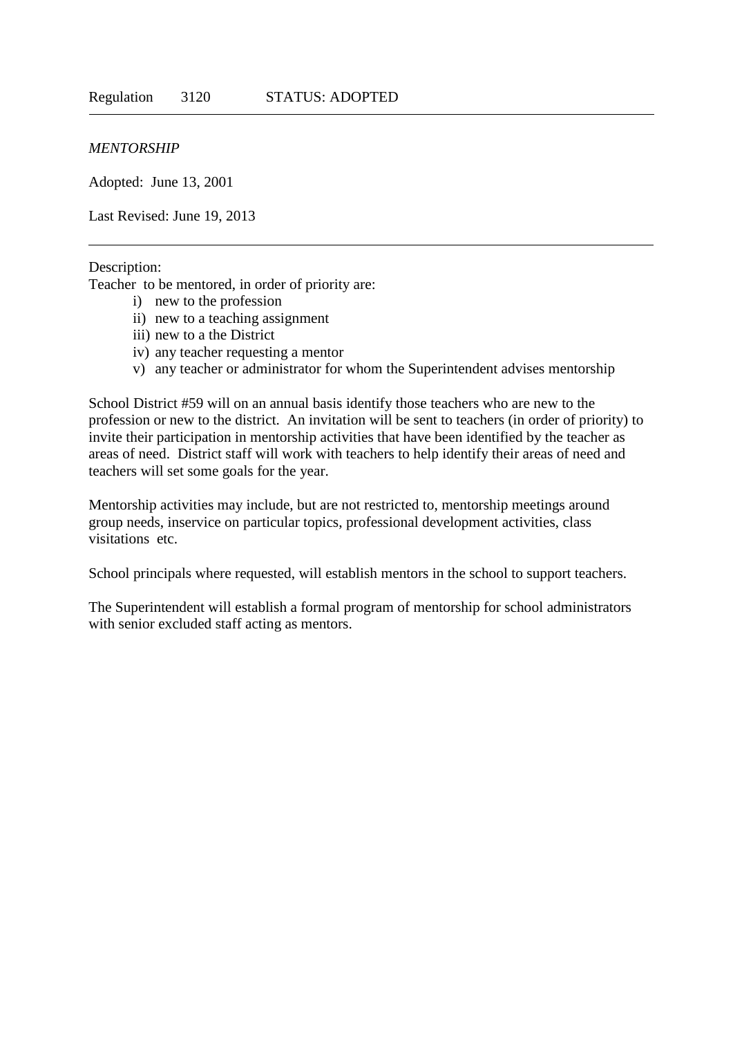Regulation 3120 STATUS: ADOPTED

---

*MENTORSHIP*

Adopted: June 13, 2001

Last Revised: June 19, 2013

---

Description:
Teacher to be mentored, in order of priority are:

i) new to the profession
ii) new to a teaching assignment
iii) new to a the District
iv) any teacher requesting a mentor
v) any teacher or administrator for whom the Superintendent advises mentorship

School District #59 will on an annual basis identify those teachers who are new to the profession or new to the district. An invitation will be sent to teachers (in order of priority) to invite their participation in mentorship activities that have been identified by the teacher as areas of need. District staff will work with teachers to help identify their areas of need and teachers will set some goals for the year.

Mentorship activities may include, but are not restricted to, mentorship meetings around group needs, inservice on particular topics, professional development activities, class visitations etc.

School principals where requested, will establish mentors in the school to support teachers.

The Superintendent will establish a formal program of mentorship for school administrators with senior excluded staff acting as mentors.